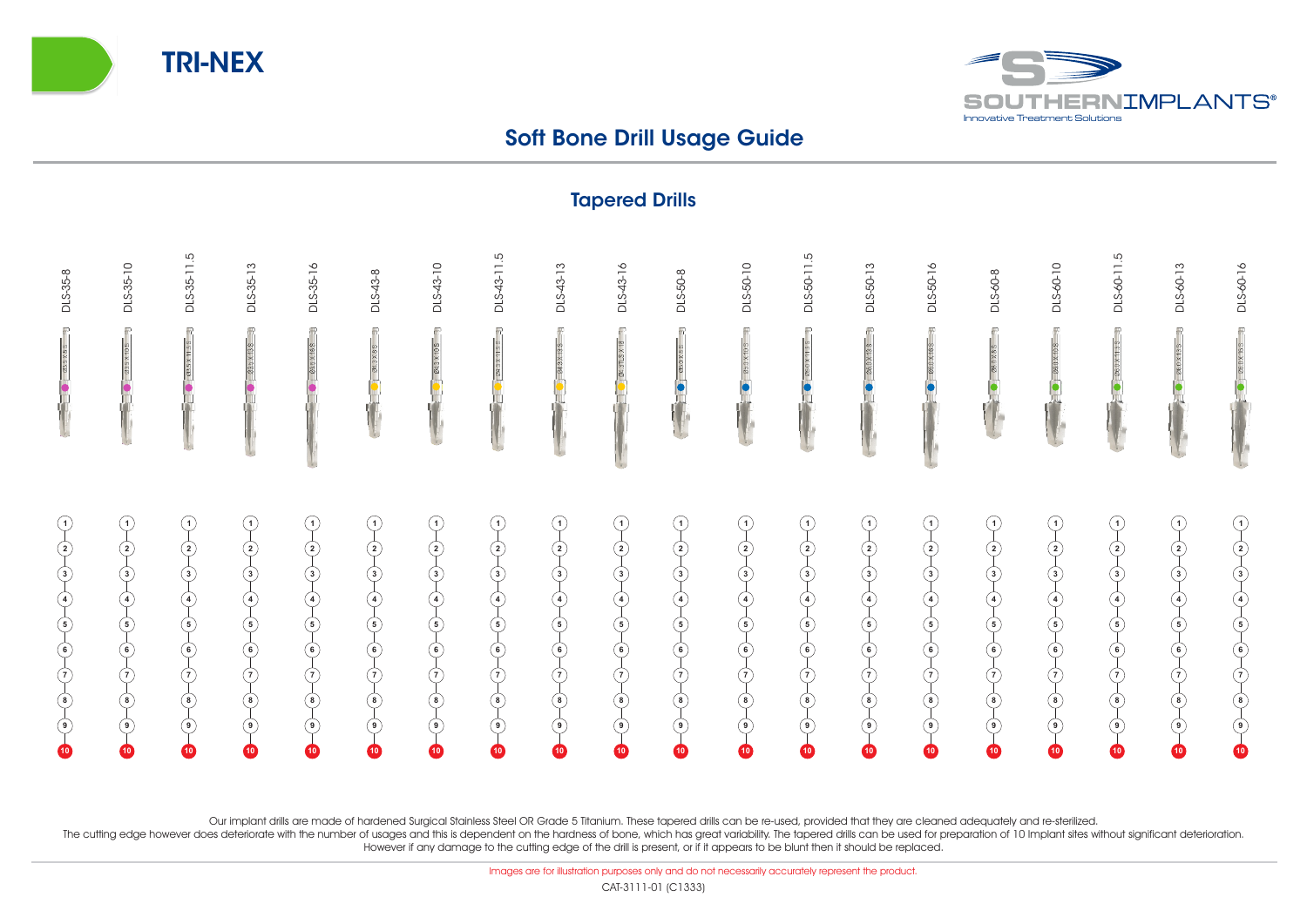# TRI-NEX

SOUTHERNIMPLANTS®
Innovative Treatment Solutions

## Soft Bone Drill Usage Guide

### Tapered Drills

DLS-35-8, DLS-35-10, DLS-35-11.5, DLS-35-13, DLS-35-16, DLS-43-8, DLS-43-10, DLS-43-11.5, DLS-43-13, DLS-43-16, DLS-50-8, DLS-50-10, DLS-50-11.5, DLS-50-13, DLS-50-16, DLS-60-8, DLS-60-10, DLS-60-11.5, DLS-60-13, DLS-60-16

Usage tracker (each drill): 1, 2, 3, 4, 5, 6, 7, 8, 9, 10

Our implant drills are made of hardened Surgical Stainless Steel OR Grade 5 Titanium. These tapered drills can be re-used, provided that they are cleaned adequately and re-sterilized.
The cutting edge however does deteriorate with the number of usages and this is dependent on the hardness of bone, which has great variability. The tapered drills can be used for preparation of 10 implant sites without significant deterioration.
However if any damage to the cutting edge of the drill is present, or if it appears to be blunt then it should be replaced.

Images are for illustration purposes only and do not necessarily accurately represent the product.

CAT-3111-01 (C1333)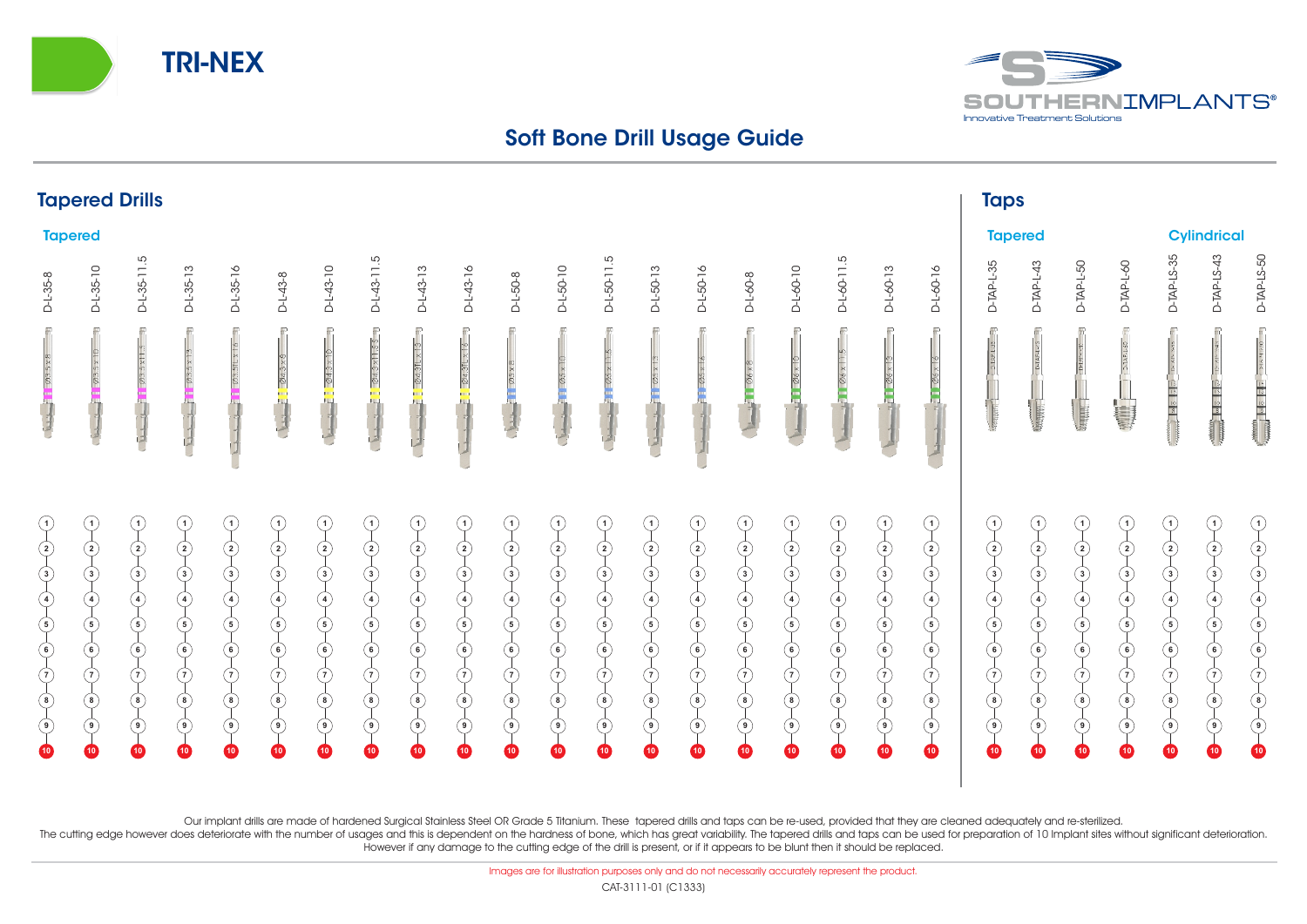# TRI-NEX

SOUTHERNIMPLANTS®
Innovative Treatment Solutions

## Soft Bone Drill Usage Guide

### Tapered Drills

#### Tapered

D-L-35-8
D-L-35-10
D-L-35-11.5
D-L-35-13
D-L-35-16
D-L-43-8
D-L-43-10
D-L-43-11.5
D-L-43-13
D-L-43-16
D-L-50-8
D-L-50-10
D-L-50-11.5
D-L-50-13
D-L-50-16
D-L-60-8
D-L-60-10
D-L-60-11.5
D-L-60-13
D-L-60-16

### Taps

#### Tapered

D-TAP-L-35
D-TAP-L-43
D-TAP-L-50
D-TAP-L-60

#### Cylindrical

D-TAP-LS-35
D-TAP-LS-43
D-TAP-LS-50

1
2
3
4
5
6
7
8
9
10

Our implant drills are made of hardened Surgical Stainless Steel OR Grade 5 Titanium. These tapered drills and taps can be re-used, provided that they are cleaned adequately and re-sterilized. The cutting edge however does deteriorate with the number of usages and this is dependent on the hardness of bone, which has great variability. The tapered drills and taps can be used for preparation of 10 Implant sites without significant deterioration. However if any damage to the cutting edge of the drill is present, or if it appears to be blunt then it should be replaced.

Images are for illustration purposes only and do not necessarily accurately represent the product.

CAT-3111-01 (C1333)